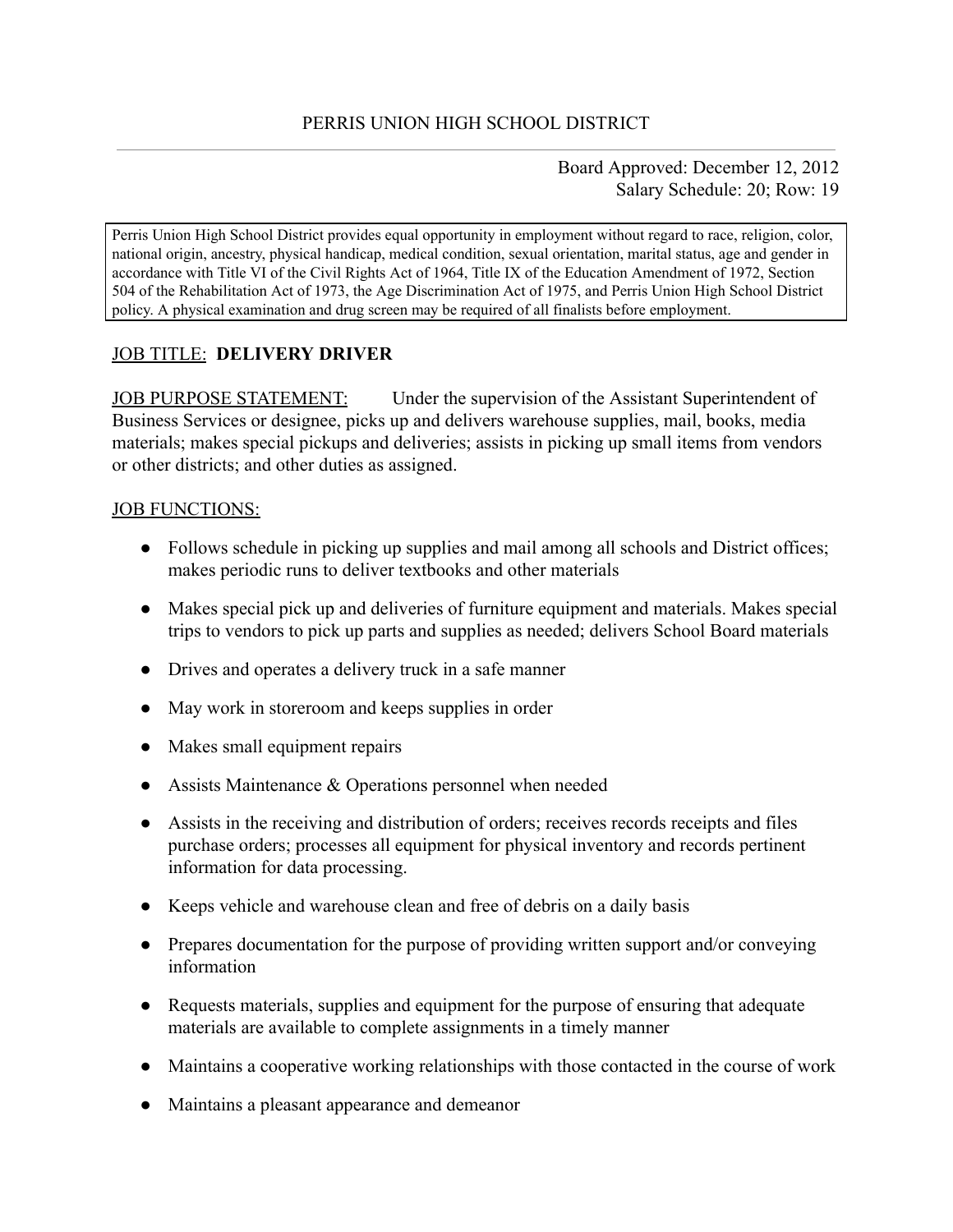PERRIS UNION HIGH SCHOOL DISTRICT

Board Approved: December 12, 2012
Salary Schedule: 20; Row: 19

Perris Union High School District provides equal opportunity in employment without regard to race, religion, color, national origin, ancestry, physical handicap, medical condition, sexual orientation, marital status, age and gender in accordance with Title VI of the Civil Rights Act of 1964, Title IX of the Education Amendment of 1972, Section 504 of the Rehabilitation Act of 1973, the Age Discrimination Act of 1975, and Perris Union High School District policy. A physical examination and drug screen may be required of all finalists before employment.

JOB TITLE: **DELIVERY DRIVER**

JOB PURPOSE STATEMENT: Under the supervision of the Assistant Superintendent of Business Services or designee, picks up and delivers warehouse supplies, mail, books, media materials; makes special pickups and deliveries; assists in picking up small items from vendors or other districts; and other duties as assigned.

JOB FUNCTIONS:

- Follows schedule in picking up supplies and mail among all schools and District offices; makes periodic runs to deliver textbooks and other materials
- Makes special pick up and deliveries of furniture equipment and materials. Makes special trips to vendors to pick up parts and supplies as needed; delivers School Board materials
- Drives and operates a delivery truck in a safe manner
- May work in storeroom and keeps supplies in order
- Makes small equipment repairs
- Assists Maintenance & Operations personnel when needed
- Assists in the receiving and distribution of orders; receives records receipts and files purchase orders; processes all equipment for physical inventory and records pertinent information for data processing.
- Keeps vehicle and warehouse clean and free of debris on a daily basis
- Prepares documentation for the purpose of providing written support and/or conveying information
- Requests materials, supplies and equipment for the purpose of ensuring that adequate materials are available to complete assignments in a timely manner
- Maintains a cooperative working relationships with those contacted in the course of work
- Maintains a pleasant appearance and demeanor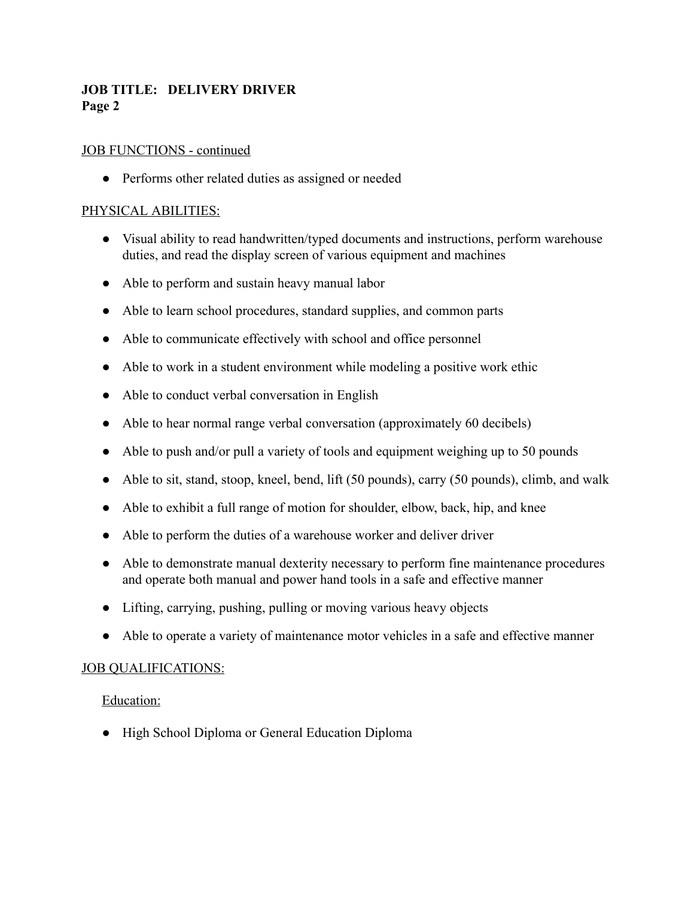**JOB TITLE: DELIVERY DRIVER**

JOB FUNCTIONS - continued

- Performs other related duties as assigned or needed

PHYSICAL ABILITIES:

- Visual ability to read handwritten/typed documents and instructions, perform warehouse duties, and read the display screen of various equipment and machines
- Able to perform and sustain heavy manual labor
- Able to learn school procedures, standard supplies, and common parts
- Able to communicate effectively with school and office personnel
- Able to work in a student environment while modeling a positive work ethic
- Able to conduct verbal conversation in English
- Able to hear normal range verbal conversation (approximately 60 decibels)
- Able to push and/or pull a variety of tools and equipment weighing up to 50 pounds
- Able to sit, stand, stoop, kneel, bend, lift (50 pounds), carry (50 pounds), climb, and walk
- Able to exhibit a full range of motion for shoulder, elbow, back, hip, and knee
- Able to perform the duties of a warehouse worker and deliver driver
- Able to demonstrate manual dexterity necessary to perform fine maintenance procedures and operate both manual and power hand tools in a safe and effective manner
- Lifting, carrying, pushing, pulling or moving various heavy objects
- Able to operate a variety of maintenance motor vehicles in a safe and effective manner

JOB QUALIFICATIONS:

Education:

- High School Diploma or General Education Diploma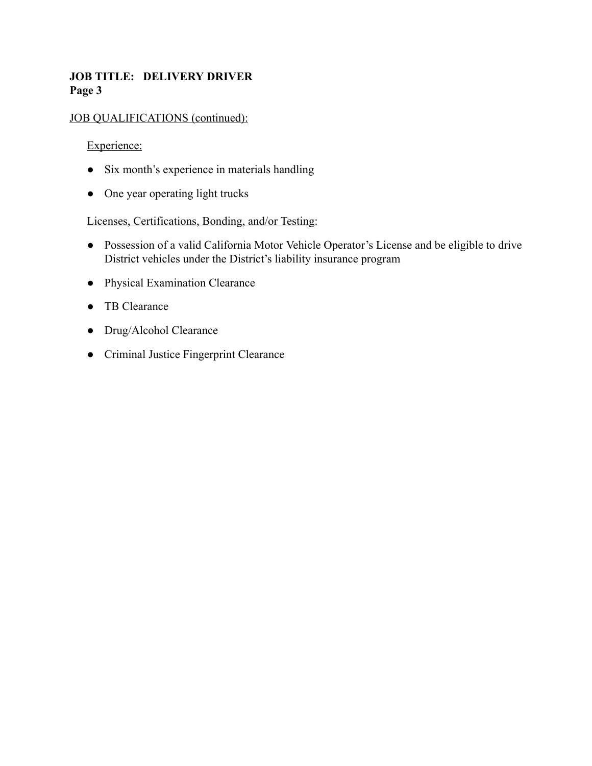**JOB TITLE: DELIVERY DRIVER**

JOB QUALIFICATIONS (continued):

Experience:

- Six month's experience in materials handling
- One year operating light trucks

Licenses, Certifications, Bonding, and/or Testing:

- Possession of a valid California Motor Vehicle Operator's License and be eligible to drive District vehicles under the District's liability insurance program
- Physical Examination Clearance
- TB Clearance
- Drug/Alcohol Clearance
- Criminal Justice Fingerprint Clearance